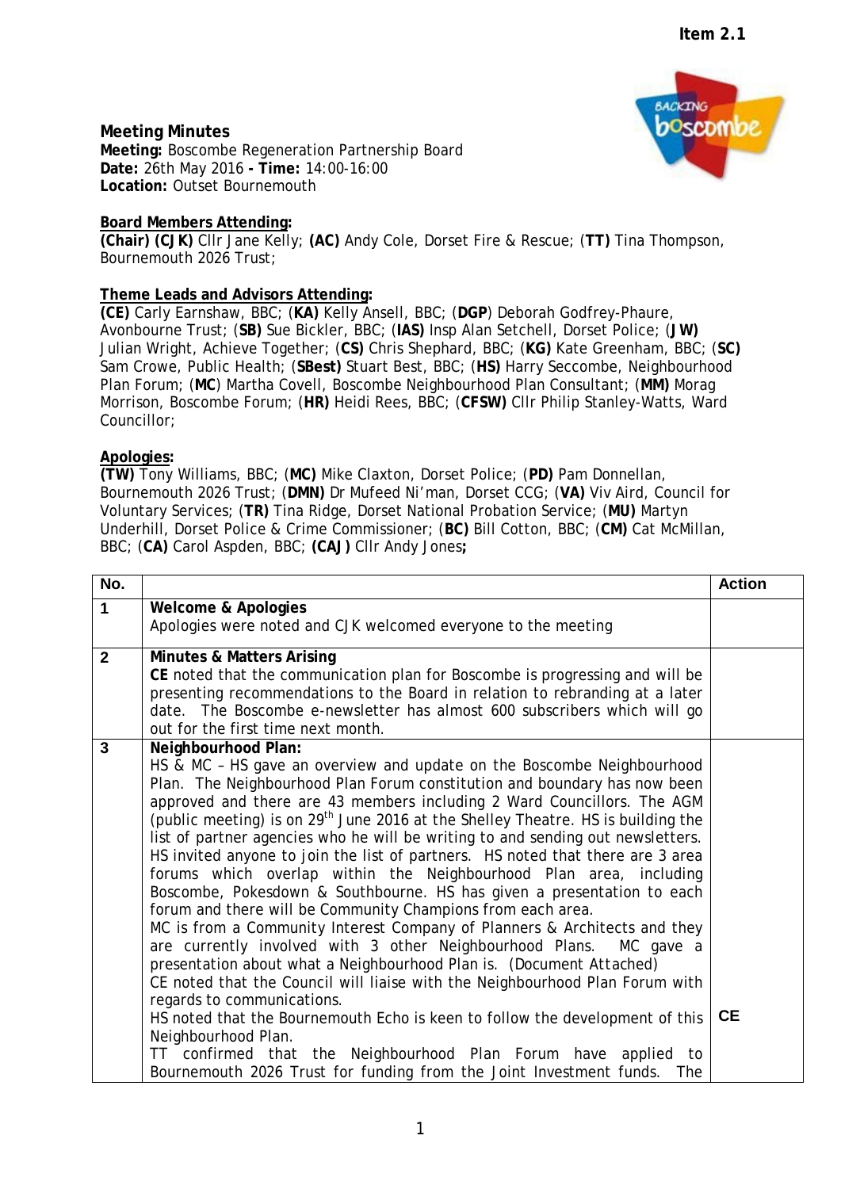**Item 2.1**

# Meeting Minutes

**Meeting:** Boscombe Regeneration Partnership Board
**Date:** 26th May 2016 **- Time:** 14:00-16:00
**Location:** Outset Bournemouth

**Board Members Attending:**
**(Chair) (CJK)** Cllr Jane Kelly; **(AC)** Andy Cole, Dorset Fire & Rescue; (**TT)** Tina Thompson, Bournemouth 2026 Trust;

**Theme Leads and Advisors Attending:**
**(CE)** Carly Earnshaw, BBC; (**KA)** Kelly Ansell, BBC; (**DGP**) Deborah Godfrey-Phaure, Avonbourne Trust; (**SB)** Sue Bickler, BBC; (**IAS)** Insp Alan Setchell, Dorset Police; (**JW)** Julian Wright, Achieve Together; (**CS)** Chris Shephard, BBC; (**KG)** Kate Greenham, BBC; (**SC)** Sam Crowe, Public Health; (**SBest)** Stuart Best, BBC; (**HS)** Harry Seccombe, Neighbourhood Plan Forum; (**MC**) Martha Covell, Boscombe Neighbourhood Plan Consultant; (**MM)** Morag Morrison, Boscombe Forum; (**HR)** Heidi Rees, BBC; (**CFSW)** Cllr Philip Stanley-Watts, Ward Councillor;

**Apologies:**
**(TW)** Tony Williams, BBC; (**MC)** Mike Claxton, Dorset Police; (**PD)** Pam Donnellan, Bournemouth 2026 Trust; (**DMN)** Dr Mufeed Ni'man, Dorset CCG; (**VA)** Viv Aird, Council for Voluntary Services; (**TR)** Tina Ridge, Dorset National Probation Service; (**MU)** Martyn Underhill, Dorset Police & Crime Commissioner; (**BC)** Bill Cotton, BBC; (**CM)** Cat McMillan, BBC; (**CA)** Carol Aspden, BBC; **(CAJ)** Cllr Andy Jones**;**

| No. | | Action |
|---|---|---|
| 1 | **Welcome & Apologies**<br>Apologies were noted and CJK welcomed everyone to the meeting | |
| 2 | **Minutes & Matters Arising**<br>**CE** noted that the communication plan for Boscombe is progressing and will be presenting recommendations to the Board in relation to rebranding at a later date. The Boscombe e-newsletter has almost 600 subscribers which will go out for the first time next month. | |
| 3 | **Neighbourhood Plan:**<br>HS & MC – HS gave an overview and update on the Boscombe Neighbourhood Plan. The Neighbourhood Plan Forum constitution and boundary has now been approved and there are 43 members including 2 Ward Councillors. The AGM (public meeting) is on 29th June 2016 at the Shelley Theatre. HS is building the list of partner agencies who he will be writing to and sending out newsletters. HS invited anyone to join the list of partners. HS noted that there are 3 area forums which overlap within the Neighbourhood Plan area, including Boscombe, Pokesdown & Southbourne. HS has given a presentation to each forum and there will be Community Champions from each area.<br>MC is from a Community Interest Company of Planners & Architects and they are currently involved with 3 other Neighbourhood Plans. MC gave a presentation about what a Neighbourhood Plan is. (Document Attached)<br>CE noted that the Council will liaise with the Neighbourhood Plan Forum with regards to communications.<br>HS noted that the Bournemouth Echo is keen to follow the development of this Neighbourhood Plan.<br>TT confirmed that the Neighbourhood Plan Forum have applied to Bournemouth 2026 Trust for funding from the Joint Investment funds. The | CE |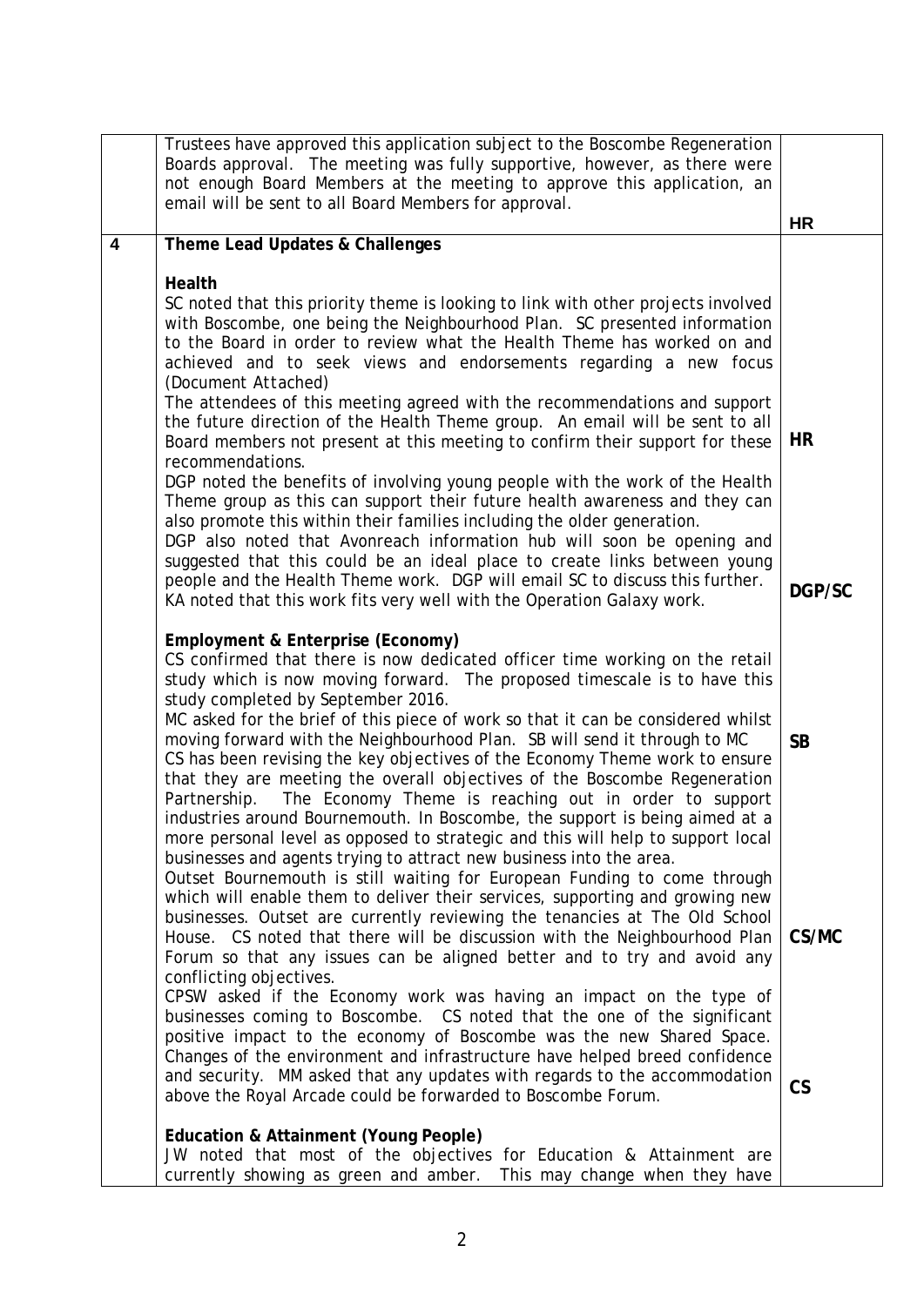| | | |
|---|---|---|
| | Trustees have approved this application subject to the Boscombe Regeneration Boards approval. The meeting was fully supportive, however, as there were not enough Board Members at the meeting to approve this application, an email will be sent to all Board Members for approval. | **HR** |
| **4** | **Theme Lead Updates & Challenges** | |
| | **Health**<br>SC noted that this priority theme is looking to link with other projects involved with Boscombe, one being the Neighbourhood Plan. SC presented information to the Board in order to review what the Health Theme has worked on and achieved and to seek views and endorsements regarding a new focus (Document Attached)<br>The attendees of this meeting agreed with the recommendations and support the future direction of the Health Theme group. An email will be sent to all Board members not present at this meeting to confirm their support for these recommendations. | **HR** |
| | DGP noted the benefits of involving young people with the work of the Health Theme group as this can support their future health awareness and they can also promote this within their families including the older generation.<br>DGP also noted that Avonreach information hub will soon be opening and suggested that this could be an ideal place to create links between young people and the Health Theme work. DGP will email SC to discuss this further.<br>KA noted that this work fits very well with the Operation Galaxy work. | **DGP/SC** |
| | **Employment & Enterprise (Economy)**<br>CS confirmed that there is now dedicated officer time working on the retail study which is now moving forward. The proposed timescale is to have this study completed by September 2016.<br>MC asked for the brief of this piece of work so that it can be considered whilst moving forward with the Neighbourhood Plan. SB will send it through to MC | **SB** |
| | CS has been revising the key objectives of the Economy Theme work to ensure that they are meeting the overall objectives of the Boscombe Regeneration Partnership. The Economy Theme is reaching out in order to support industries around Bournemouth. In Boscombe, the support is being aimed at a more personal level as opposed to strategic and this will help to support local businesses and agents trying to attract new business into the area.<br>Outset Bournemouth is still waiting for European Funding to come through which will enable them to deliver their services, supporting and growing new businesses. Outset are currently reviewing the tenancies at The Old School House. CS noted that there will be discussion with the Neighbourhood Plan Forum so that any issues can be aligned better and to try and avoid any conflicting objectives. | **CS/MC** |
| | CPSW asked if the Economy work was having an impact on the type of businesses coming to Boscombe. CS noted that the one of the significant positive impact to the economy of Boscombe was the new Shared Space. Changes of the environment and infrastructure have helped breed confidence and security. MM asked that any updates with regards to the accommodation above the Royal Arcade could be forwarded to Boscombe Forum. | **CS** |
| | **Education & Attainment (Young People)**<br>JW noted that most of the objectives for Education & Attainment are currently showing as green and amber. This may change when they have | |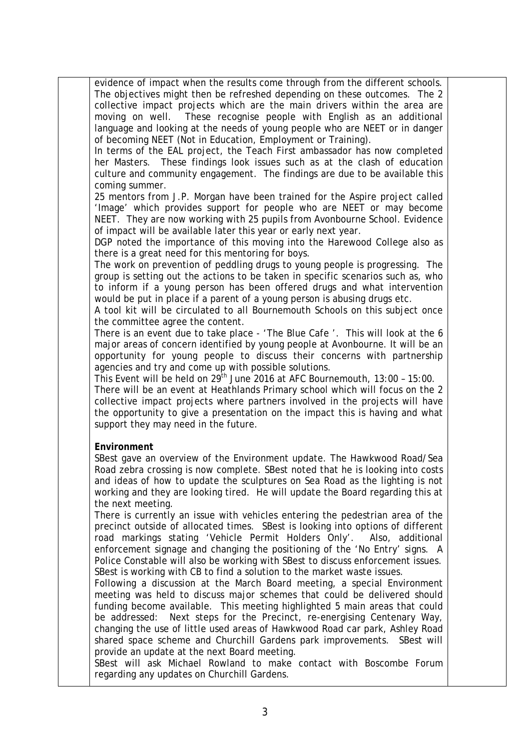evidence of impact when the results come through from the different schools. The objectives might then be refreshed depending on these outcomes. The 2 collective impact projects which are the main drivers within the area are moving on well. These recognise people with English as an additional language and looking at the needs of young people who are NEET or in danger of becoming NEET (Not in Education, Employment or Training).

In terms of the EAL project, the Teach First ambassador has now completed her Masters. These findings look issues such as at the clash of education culture and community engagement. The findings are due to be available this coming summer.

25 mentors from J.P. Morgan have been trained for the Aspire project called 'Image' which provides support for people who are NEET or may become NEET. They are now working with 25 pupils from Avonbourne School. Evidence of impact will be available later this year or early next year.

DGP noted the importance of this moving into the Harewood College also as there is a great need for this mentoring for boys.

The work on prevention of peddling drugs to young people is progressing. The group is setting out the actions to be taken in specific scenarios such as, who to inform if a young person has been offered drugs and what intervention would be put in place if a parent of a young person is abusing drugs etc.

A tool kit will be circulated to all Bournemouth Schools on this subject once the committee agree the content.

There is an event due to take place - 'The Blue Cafe '. This will look at the 6 major areas of concern identified by young people at Avonbourne. It will be an opportunity for young people to discuss their concerns with partnership agencies and try and come up with possible solutions.

This Event will be held on 29th June 2016 at AFC Bournemouth, 13:00 – 15:00.

There will be an event at Heathlands Primary school which will focus on the 2 collective impact projects where partners involved in the projects will have the opportunity to give a presentation on the impact this is having and what support they may need in the future.

**Environment**

SBest gave an overview of the Environment update. The Hawkwood Road/Sea Road zebra crossing is now complete. SBest noted that he is looking into costs and ideas of how to update the sculptures on Sea Road as the lighting is not working and they are looking tired. He will update the Board regarding this at the next meeting.

There is currently an issue with vehicles entering the pedestrian area of the precinct outside of allocated times. SBest is looking into options of different road markings stating 'Vehicle Permit Holders Only'. Also, additional enforcement signage and changing the positioning of the 'No Entry' signs. A Police Constable will also be working with SBest to discuss enforcement issues. SBest is working with CB to find a solution to the market waste issues.

Following a discussion at the March Board meeting, a special Environment meeting was held to discuss major schemes that could be delivered should funding become available. This meeting highlighted 5 main areas that could be addressed: Next steps for the Precinct, re-energising Centenary Way, changing the use of little used areas of Hawkwood Road car park, Ashley Road shared space scheme and Churchill Gardens park improvements. SBest will provide an update at the next Board meeting.

SBest will ask Michael Rowland to make contact with Boscombe Forum regarding any updates on Churchill Gardens.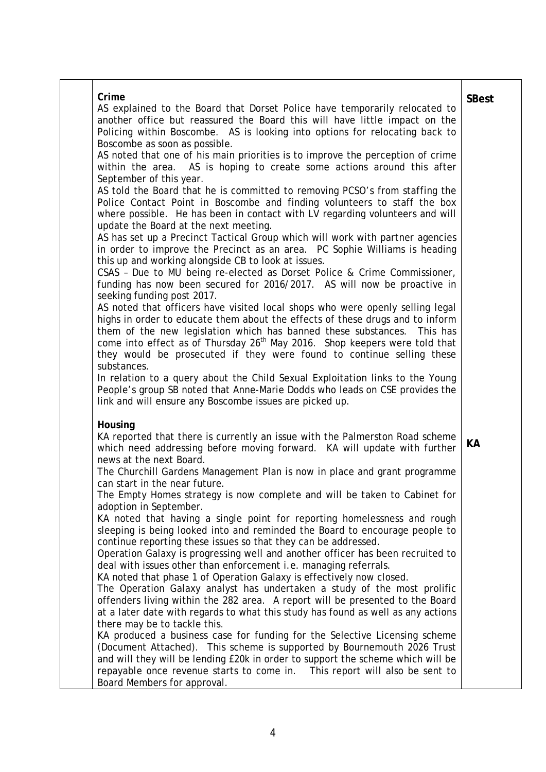|  | **Crime**<br>AS explained to the Board that Dorset Police have temporarily relocated to another office but reassured the Board this will have little impact on the Policing within Boscombe. AS is looking into options for relocating back to Boscombe as soon as possible.<br>AS noted that one of his main priorities is to improve the perception of crime within the area. AS is hoping to create some actions around this after September of this year.<br>AS told the Board that he is committed to removing PCSO's from staffing the Police Contact Point in Boscombe and finding volunteers to staff the box where possible. He has been in contact with LV regarding volunteers and will update the Board at the next meeting.<br>AS has set up a Precinct Tactical Group which will work with partner agencies in order to improve the Precinct as an area. PC Sophie Williams is heading this up and working alongside CB to look at issues.<br>CSAS – Due to MU being re-elected as Dorset Police & Crime Commissioner, funding has now been secured for 2016/2017. AS will now be proactive in seeking funding post 2017.<br>AS noted that officers have visited local shops who were openly selling legal highs in order to educate them about the effects of these drugs and to inform them of the new legislation which has banned these substances. This has come into effect as of Thursday 26th May 2016. Shop keepers were told that they would be prosecuted if they were found to continue selling these substances.<br>In relation to a query about the Child Sexual Exploitation links to the Young People's group SB noted that Anne-Marie Dodds who leads on CSE provides the link and will ensure any Boscombe issues are picked up.<br><br>**Housing**<br>KA reported that there is currently an issue with the Palmerston Road scheme which need addressing before moving forward. KA will update with further news at the next Board.<br>The Churchill Gardens Management Plan is now in place and grant programme can start in the near future.<br>The Empty Homes strategy is now complete and will be taken to Cabinet for adoption in September.<br>KA noted that having a single point for reporting homelessness and rough sleeping is being looked into and reminded the Board to encourage people to continue reporting these issues so that they can be addressed.<br>Operation Galaxy is progressing well and another officer has been recruited to deal with issues other than enforcement i.e. managing referrals.<br>KA noted that phase 1 of Operation Galaxy is effectively now closed.<br>The Operation Galaxy analyst has undertaken a study of the most prolific offenders living within the 282 area. A report will be presented to the Board at a later date with regards to what this study has found as well as any actions there may be to tackle this.<br>KA produced a business case for funding for the Selective Licensing scheme (Document Attached). This scheme is supported by Bournemouth 2026 Trust and will they will be lending £20k in order to support the scheme which will be repayable once revenue starts to come in. This report will also be sent to Board Members for approval. | **SBest**<br><br><br><br><br><br><br><br><br><br><br><br><br><br><br><br><br><br><br><br><br><br><br><br><br><br>**KA** |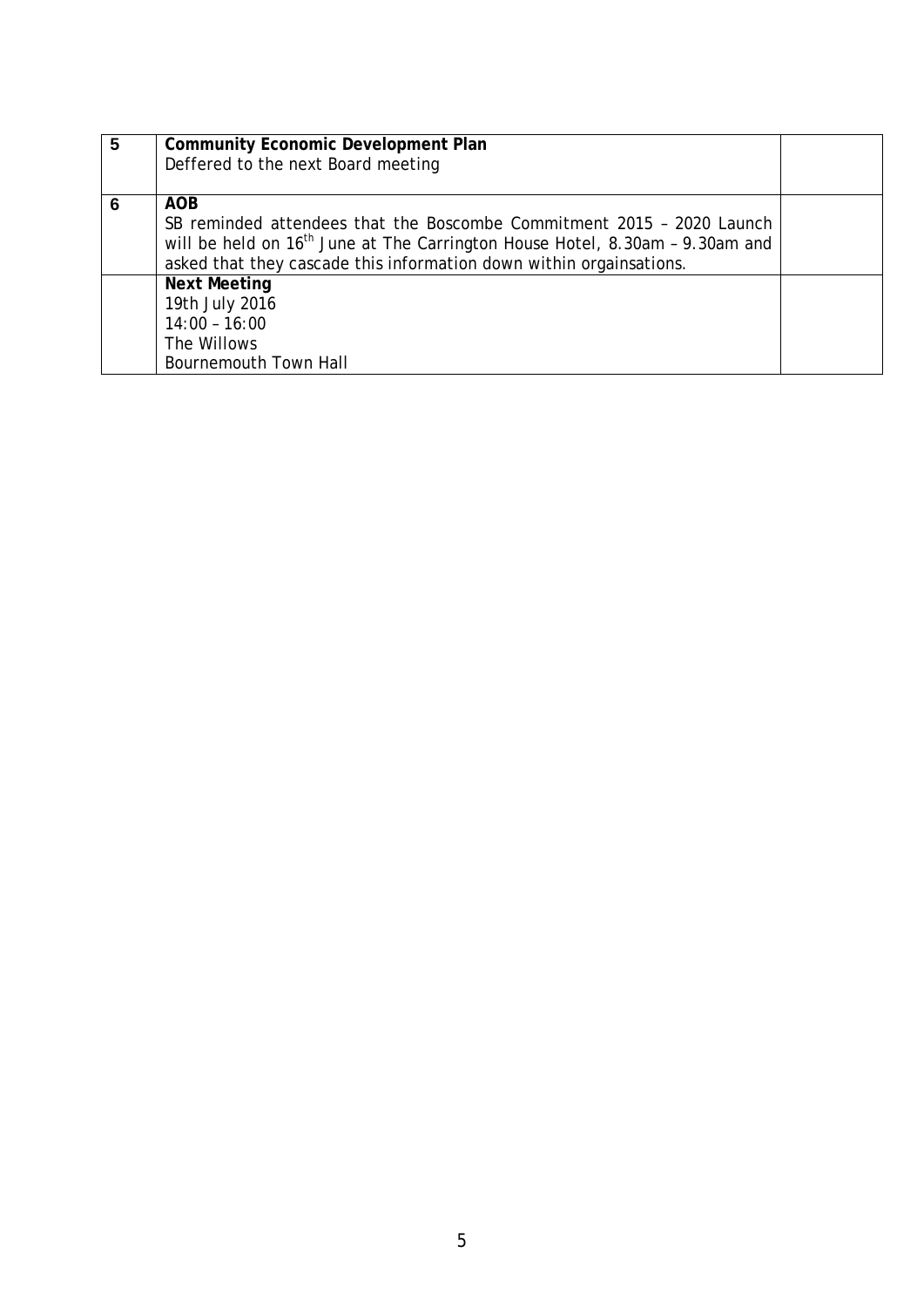| | | |
|---|---|---|
| 5 | **Community Economic Development Plan**<br>Deffered to the next Board meeting | |
| 6 | **AOB**<br>SB reminded attendees that the Boscombe Commitment 2015 – 2020 Launch will be held on 16th June at The Carrington House Hotel, 8.30am – 9.30am and asked that they cascade this information down within orgainsations. | |
| | **Next Meeting**<br>19th July 2016<br>14:00 – 16:00<br>The Willows<br>Bournemouth Town Hall | |